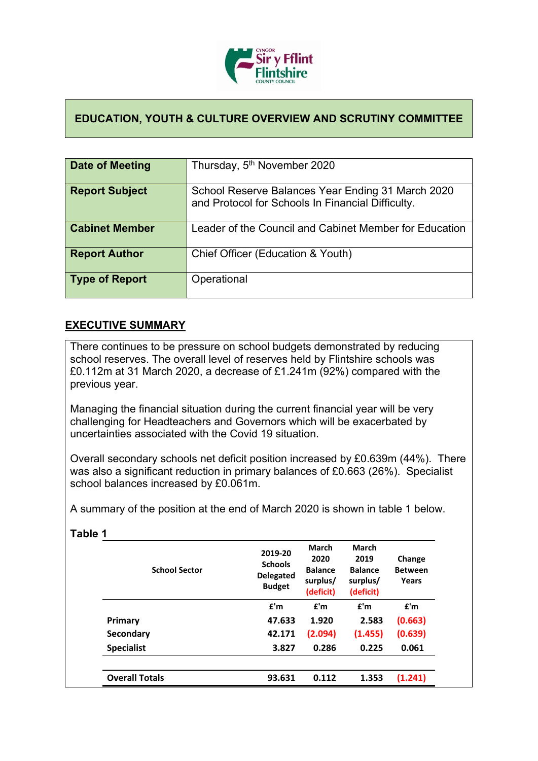# EDUCATION, YOUTH & CULTURE OVERVIEW AND SCRUTINY COMMITTEE

| **Date of Meeting** | Thursday, 5th November 2020 |
|---|---|
| **Report Subject** | School Reserve Balances Year Ending 31 March 2020 and Protocol for Schools In Financial Difficulty. |
| **Cabinet Member** | Leader of the Council and Cabinet Member for Education |
| **Report Author** | Chief Officer (Education & Youth) |
| **Type of Report** | Operational |

## EXECUTIVE SUMMARY

There continues to be pressure on school budgets demonstrated by reducing school reserves. The overall level of reserves held by Flintshire schools was £0.112m at 31 March 2020, a decrease of £1.241m (92%) compared with the previous year.

Managing the financial situation during the current financial year will be very challenging for Headteachers and Governors which will be exacerbated by uncertainties associated with the Covid 19 situation.

Overall secondary schools net deficit position increased by £0.639m (44%). There was also a significant reduction in primary balances of £0.663 (26%). Specialist school balances increased by £0.061m.

A summary of the position at the end of March 2020 is shown in table 1 below.

**Table 1**

| School Sector | 2019-20 Schools Delegated Budget | March 2020 Balance surplus/ (deficit) | March 2019 Balance surplus/ (deficit) | Change Between Years |
|---|---|---|---|---|
| | £'m | £'m | £'m | £'m |
| **Primary** | **47.633** | **1.920** | **2.583** | **(0.663)** |
| **Secondary** | **42.171** | **(2.094)** | **(1.455)** | **(0.639)** |
| **Specialist** | **3.827** | **0.286** | **0.225** | **0.061** |
| **Overall Totals** | **93.631** | **0.112** | **1.353** | **(1.241)** |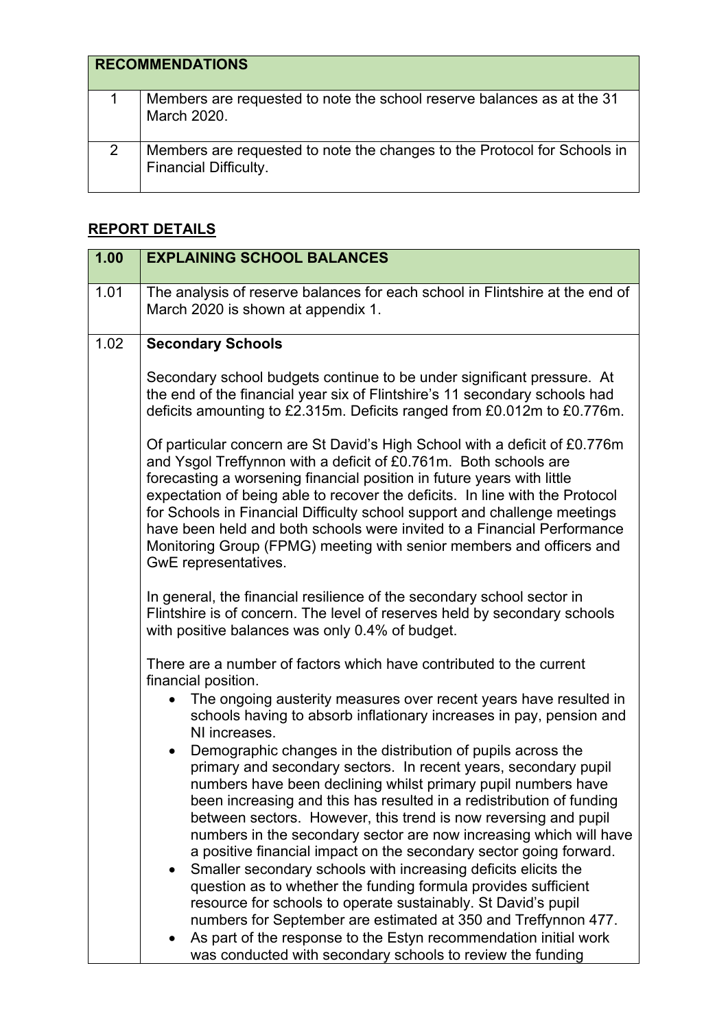| RECOMMENDATIONS | |
|---|---|
| 1 | Members are requested to note the school reserve balances as at the 31 March 2020. |
| 2 | Members are requested to note the changes to the Protocol for Schools in Financial Difficulty. |

## REPORT DETAILS

| 1.00 | EXPLAINING SCHOOL BALANCES |
|---|---|
| 1.01 | The analysis of reserve balances for each school in Flintshire at the end of March 2020 is shown at appendix 1. |
| 1.02 | **Secondary Schools**<br><br>Secondary school budgets continue to be under significant pressure. At the end of the financial year six of Flintshire's 11 secondary schools had deficits amounting to £2.315m. Deficits ranged from £0.012m to £0.776m.<br><br>Of particular concern are St David's High School with a deficit of £0.776m and Ysgol Treffynnon with a deficit of £0.761m. Both schools are forecasting a worsening financial position in future years with little expectation of being able to recover the deficits. In line with the Protocol for Schools in Financial Difficulty school support and challenge meetings have been held and both schools were invited to a Financial Performance Monitoring Group (FPMG) meeting with senior members and officers and GwE representatives.<br><br>In general, the financial resilience of the secondary school sector in Flintshire is of concern. The level of reserves held by secondary schools with positive balances was only 0.4% of budget.<br><br>There are a number of factors which have contributed to the current financial position.<br>• The ongoing austerity measures over recent years have resulted in schools having to absorb inflationary increases in pay, pension and NI increases.<br>• Demographic changes in the distribution of pupils across the primary and secondary sectors. In recent years, secondary pupil numbers have been declining whilst primary pupil numbers have been increasing and this has resulted in a redistribution of funding between sectors. However, this trend is now reversing and pupil numbers in the secondary sector are now increasing which will have a positive financial impact on the secondary sector going forward.<br>• Smaller secondary schools with increasing deficits elicits the question as to whether the funding formula provides sufficient resource for schools to operate sustainably. St David's pupil numbers for September are estimated at 350 and Treffynnon 477.<br>• As part of the response to the Estyn recommendation initial work was conducted with secondary schools to review the funding |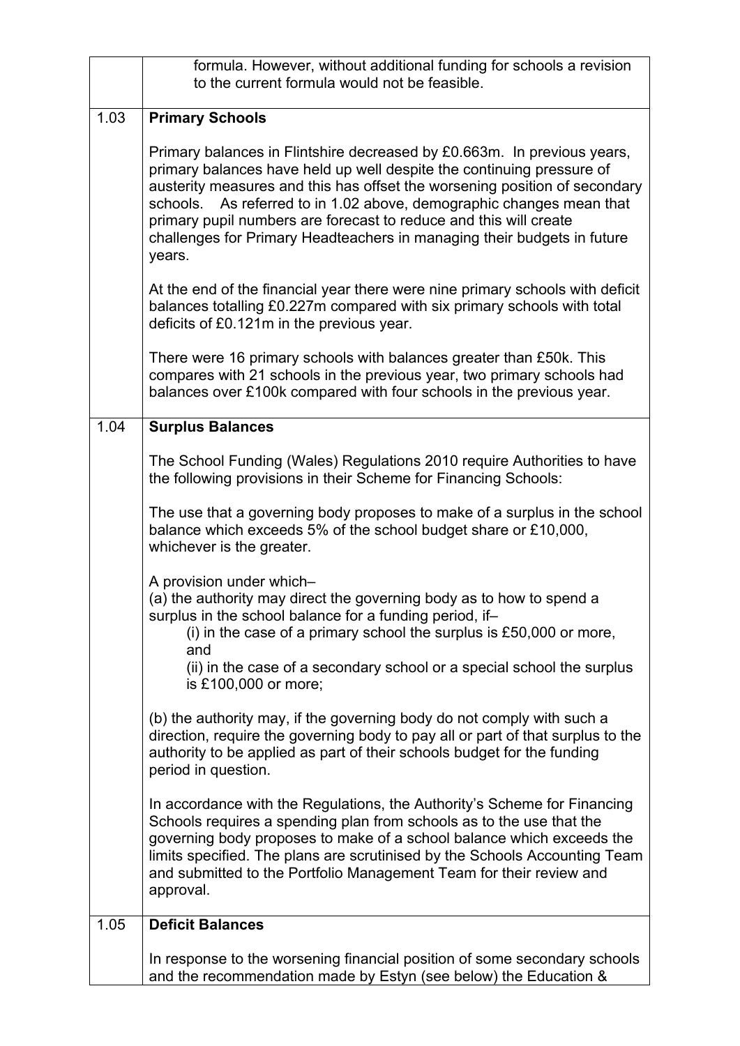| | |
|---|---|
| | formula. However, without additional funding for schools a revision to the current formula would not be feasible. |
| 1.03 | **Primary Schools**<br><br>Primary balances in Flintshire decreased by £0.663m. In previous years, primary balances have held up well despite the continuing pressure of austerity measures and this has offset the worsening position of secondary schools. As referred to in 1.02 above, demographic changes mean that primary pupil numbers are forecast to reduce and this will create challenges for Primary Headteachers in managing their budgets in future years.<br><br>At the end of the financial year there were nine primary schools with deficit balances totalling £0.227m compared with six primary schools with total deficits of £0.121m in the previous year.<br><br>There were 16 primary schools with balances greater than £50k. This compares with 21 schools in the previous year, two primary schools had balances over £100k compared with four schools in the previous year. |
| 1.04 | **Surplus Balances**<br><br>The School Funding (Wales) Regulations 2010 require Authorities to have the following provisions in their Scheme for Financing Schools:<br><br>The use that a governing body proposes to make of a surplus in the school balance which exceeds 5% of the school budget share or £10,000, whichever is the greater.<br><br>A provision under which–<br>(a) the authority may direct the governing body as to how to spend a surplus in the school balance for a funding period, if–<br>(i) in the case of a primary school the surplus is £50,000 or more, and<br>(ii) in the case of a secondary school or a special school the surplus is £100,000 or more;<br><br>(b) the authority may, if the governing body do not comply with such a direction, require the governing body to pay all or part of that surplus to the authority to be applied as part of their schools budget for the funding period in question.<br><br>In accordance with the Regulations, the Authority's Scheme for Financing Schools requires a spending plan from schools as to the use that the governing body proposes to make of a school balance which exceeds the limits specified. The plans are scrutinised by the Schools Accounting Team and submitted to the Portfolio Management Team for their review and approval. |
| 1.05 | **Deficit Balances**<br><br>In response to the worsening financial position of some secondary schools and the recommendation made by Estyn (see below) the Education & |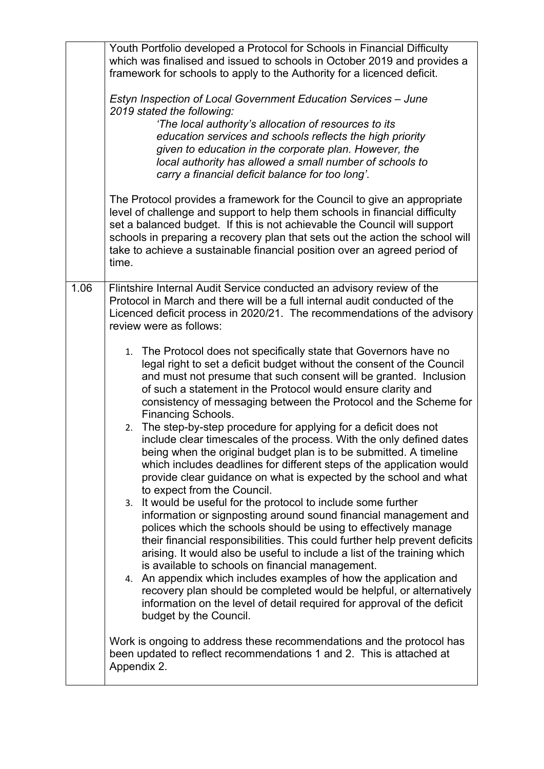| | |
|---|---|
| | Youth Portfolio developed a Protocol for Schools in Financial Difficulty which was finalised and issued to schools in October 2019 and provides a framework for schools to apply to the Authority for a licenced deficit.<br><br>*Estyn Inspection of Local Government Education Services – June 2019 stated the following:*<br>*'The local authority's allocation of resources to its education services and schools reflects the high priority given to education in the corporate plan. However, the local authority has allowed a small number of schools to carry a financial deficit balance for too long'.*<br><br>The Protocol provides a framework for the Council to give an appropriate level of challenge and support to help them schools in financial difficulty set a balanced budget. If this is not achievable the Council will support schools in preparing a recovery plan that sets out the action the school will take to achieve a sustainable financial position over an agreed period of time. |
| 1.06 | Flintshire Internal Audit Service conducted an advisory review of the Protocol in March and there will be a full internal audit conducted of the Licenced deficit process in 2020/21. The recommendations of the advisory review were as follows:<br><br>1. The Protocol does not specifically state that Governors have no legal right to set a deficit budget without the consent of the Council and must not presume that such consent will be granted. Inclusion of such a statement in the Protocol would ensure clarity and consistency of messaging between the Protocol and the Scheme for Financing Schools.<br>2. The step-by-step procedure for applying for a deficit does not include clear timescales of the process. With the only defined dates being when the original budget plan is to be submitted. A timeline which includes deadlines for different steps of the application would provide clear guidance on what is expected by the school and what to expect from the Council.<br>3. It would be useful for the protocol to include some further information or signposting around sound financial management and polices which the schools should be using to effectively manage their financial responsibilities. This could further help prevent deficits arising. It would also be useful to include a list of the training which is available to schools on financial management.<br>4. An appendix which includes examples of how the application and recovery plan should be completed would be helpful, or alternatively information on the level of detail required for approval of the deficit budget by the Council.<br><br>Work is ongoing to address these recommendations and the protocol has been updated to reflect recommendations 1 and 2. This is attached at Appendix 2. |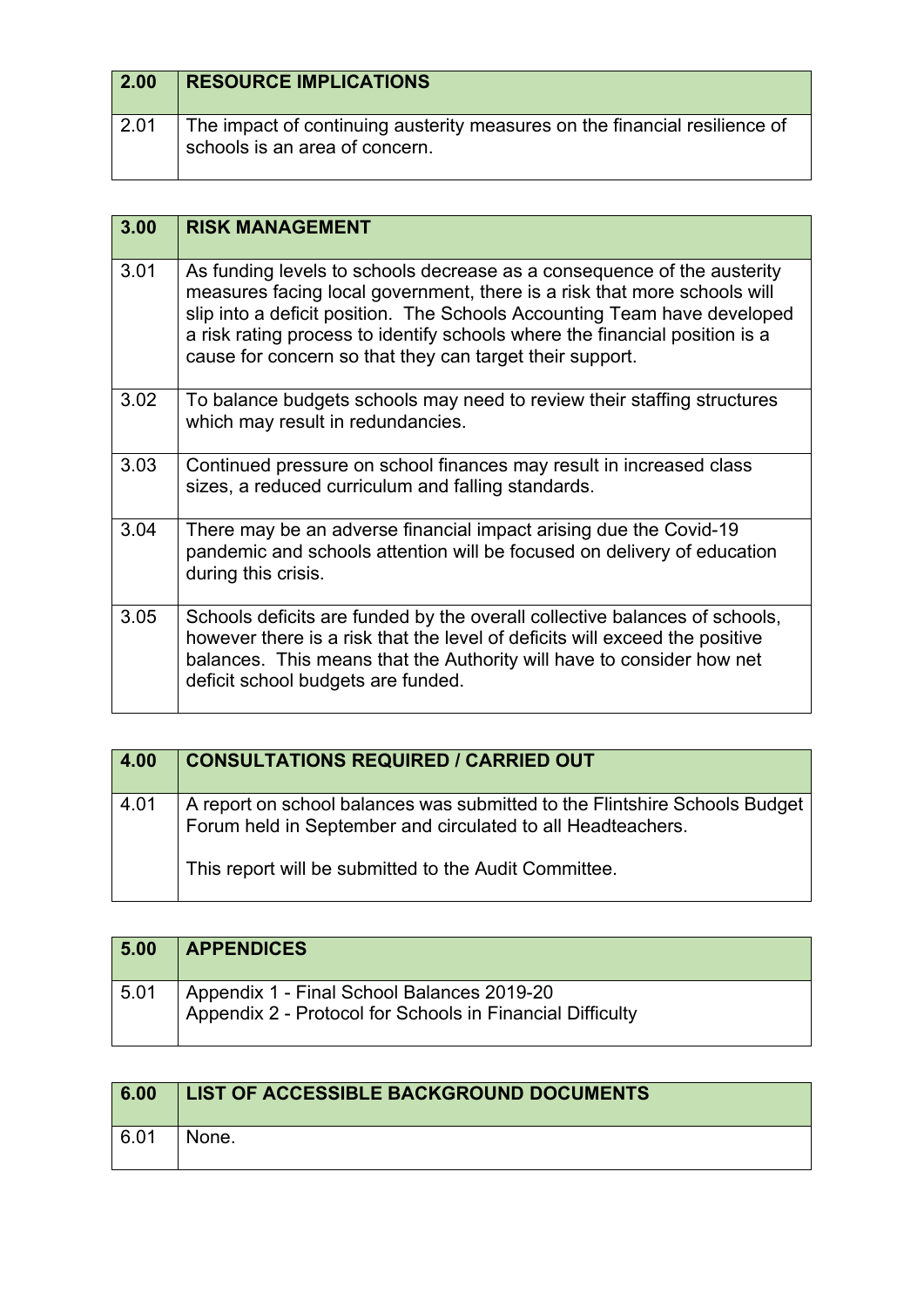| 2.00 | RESOURCE IMPLICATIONS |
|---|---|
| 2.01 | The impact of continuing austerity measures on the financial resilience of schools is an area of concern. |

| 3.00 | RISK MANAGEMENT |
|---|---|
| 3.01 | As funding levels to schools decrease as a consequence of the austerity measures facing local government, there is a risk that more schools will slip into a deficit position. The Schools Accounting Team have developed a risk rating process to identify schools where the financial position is a cause for concern so that they can target their support. |
| 3.02 | To balance budgets schools may need to review their staffing structures which may result in redundancies. |
| 3.03 | Continued pressure on school finances may result in increased class sizes, a reduced curriculum and falling standards. |
| 3.04 | There may be an adverse financial impact arising due the Covid-19 pandemic and schools attention will be focused on delivery of education during this crisis. |
| 3.05 | Schools deficits are funded by the overall collective balances of schools, however there is a risk that the level of deficits will exceed the positive balances. This means that the Authority will have to consider how net deficit school budgets are funded. |

| 4.00 | CONSULTATIONS REQUIRED / CARRIED OUT |
|---|---|
| 4.01 | A report on school balances was submitted to the Flintshire Schools Budget Forum held in September and circulated to all Headteachers.<br><br>This report will be submitted to the Audit Committee. |

| 5.00 | APPENDICES |
|---|---|
| 5.01 | Appendix 1 - Final School Balances 2019-20<br>Appendix 2 - Protocol for Schools in Financial Difficulty |

| 6.00 | LIST OF ACCESSIBLE BACKGROUND DOCUMENTS |
|---|---|
| 6.01 | None. |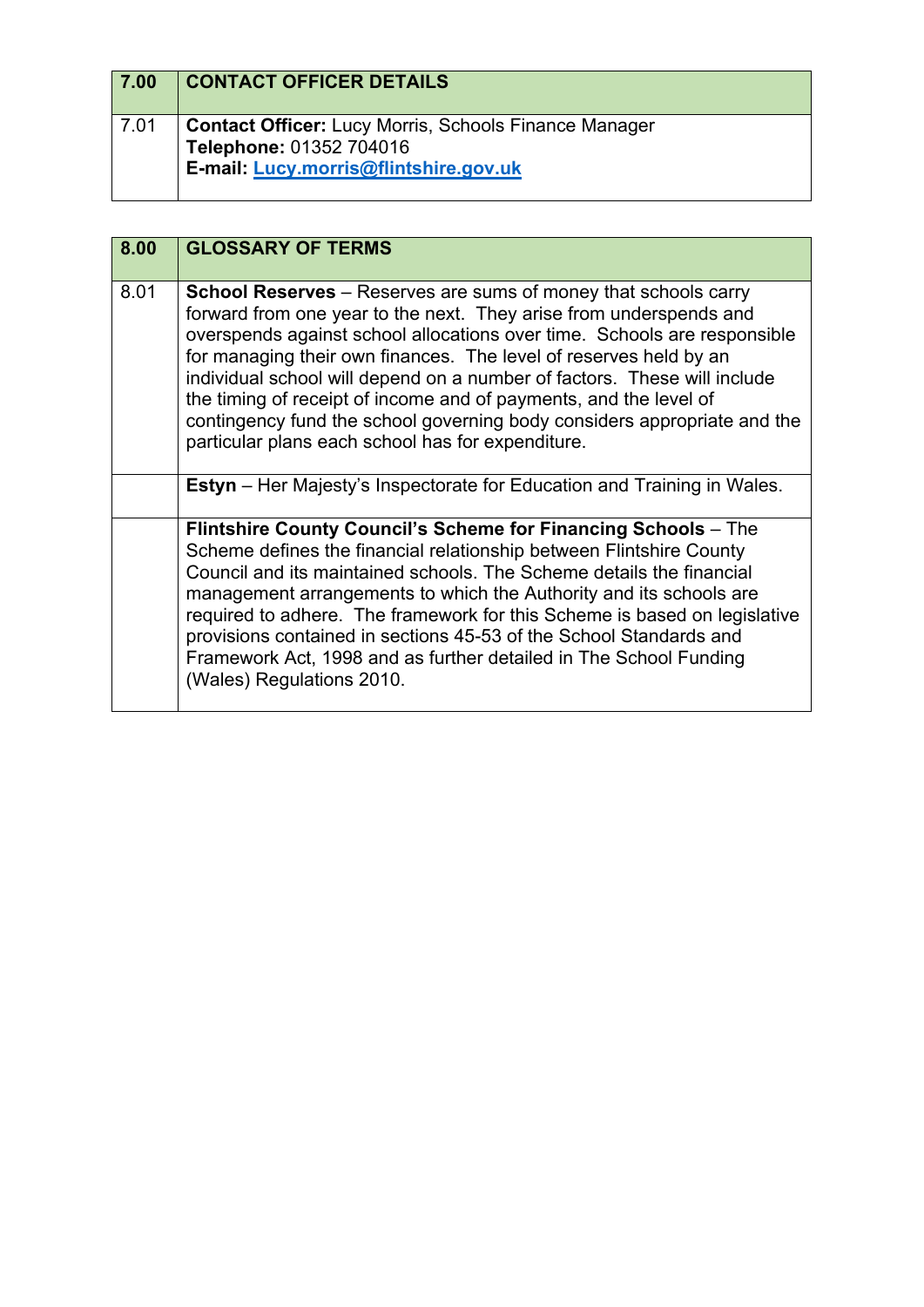| 7.00 | CONTACT OFFICER DETAILS |
|---|---|
| 7.01 | **Contact Officer:** Lucy Morris, Schools Finance Manager<br>**Telephone:** 01352 704016<br>**E-mail:** Lucy.morris@flintshire.gov.uk |

| 8.00 | GLOSSARY OF TERMS |
|---|---|
| 8.01 | **School Reserves** – Reserves are sums of money that schools carry forward from one year to the next. They arise from underspends and overspends against school allocations over time. Schools are responsible for managing their own finances. The level of reserves held by an individual school will depend on a number of factors. These will include the timing of receipt of income and of payments, and the level of contingency fund the school governing body considers appropriate and the particular plans each school has for expenditure. |
| | **Estyn** – Her Majesty's Inspectorate for Education and Training in Wales. |
| | **Flintshire County Council's Scheme for Financing Schools** – The Scheme defines the financial relationship between Flintshire County Council and its maintained schools. The Scheme details the financial management arrangements to which the Authority and its schools are required to adhere. The framework for this Scheme is based on legislative provisions contained in sections 45-53 of the School Standards and Framework Act, 1998 and as further detailed in The School Funding (Wales) Regulations 2010. |